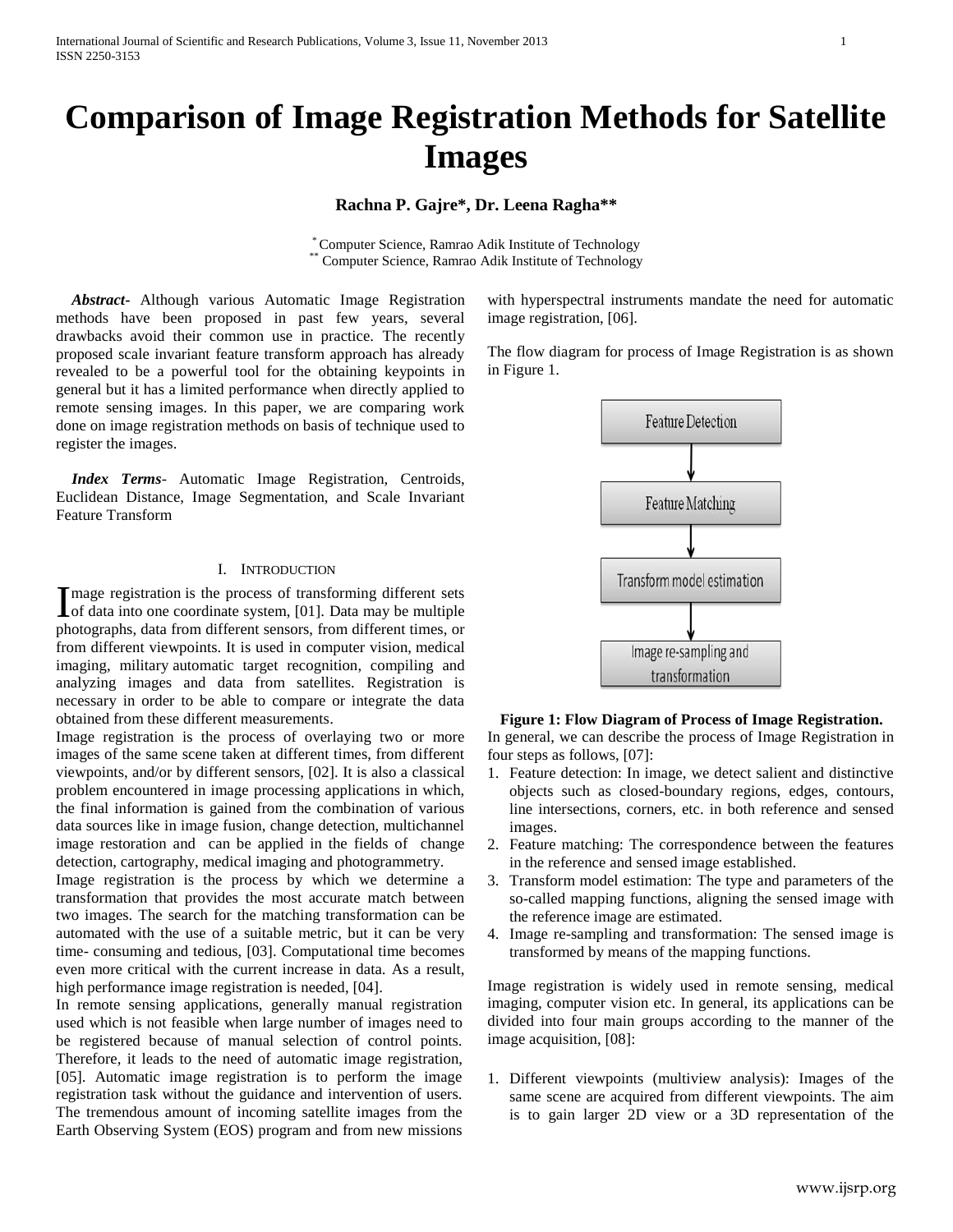# Comparison of Image Registration Methods for Satellite Images

**Rachna P. Gajre\*, Dr. Leena Ragha\*\***

\* Computer Science, Ramrao Adik Institute of Technology
\*\* Computer Science, Ramrao Adik Institute of Technology

***Abstract-*** Although various Automatic Image Registration methods have been proposed in past few years, several drawbacks avoid their common use in practice. The recently proposed scale invariant feature transform approach has already revealed to be a powerful tool for the obtaining keypoints in general but it has a limited performance when directly applied to remote sensing images. In this paper, we are comparing work done on image registration methods on basis of technique used to register the images.

***Index Terms-*** Automatic Image Registration, Centroids, Euclidean Distance, Image Segmentation, and Scale Invariant Feature Transform

## I. Introduction

Image registration is the process of transforming different sets of data into one coordinate system, [01]. Data may be multiple photographs, data from different sensors, from different times, or from different viewpoints. It is used in computer vision, medical imaging, military automatic target recognition, compiling and analyzing images and data from satellites. Registration is necessary in order to be able to compare or integrate the data obtained from these different measurements.

Image registration is the process of overlaying two or more images of the same scene taken at different times, from different viewpoints, and/or by different sensors, [02]. It is also a classical problem encountered in image processing applications in which, the final information is gained from the combination of various data sources like in image fusion, change detection, multichannel image restoration and can be applied in the fields of change detection, cartography, medical imaging and photogrammetry.

Image registration is the process by which we determine a transformation that provides the most accurate match between two images. The search for the matching transformation can be automated with the use of a suitable metric, but it can be very time- consuming and tedious, [03]. Computational time becomes even more critical with the current increase in data. As a result, high performance image registration is needed, [04].

In remote sensing applications, generally manual registration used which is not feasible when large number of images need to be registered because of manual selection of control points. Therefore, it leads to the need of automatic image registration, [05]. Automatic image registration is to perform the image registration task without the guidance and intervention of users. The tremendous amount of incoming satellite images from the Earth Observing System (EOS) program and from new missions with hyperspectral instruments mandate the need for automatic image registration, [06].

The flow diagram for process of Image Registration is as shown in Figure 1.

Feature Detection → Feature Matching → Transform model estimation → Image re-sampling and transformation

**Figure 1: Flow Diagram of Process of Image Registration.**

In general, we can describe the process of Image Registration in four steps as follows, [07]:

1. Feature detection: In image, we detect salient and distinctive objects such as closed-boundary regions, edges, contours, line intersections, corners, etc. in both reference and sensed images.
2. Feature matching: The correspondence between the features in the reference and sensed image established.
3. Transform model estimation: The type and parameters of the so-called mapping functions, aligning the sensed image with the reference image are estimated.
4. Image re-sampling and transformation: The sensed image is transformed by means of the mapping functions.

Image registration is widely used in remote sensing, medical imaging, computer vision etc. In general, its applications can be divided into four main groups according to the manner of the image acquisition, [08]:

1. Different viewpoints (multiview analysis): Images of the same scene are acquired from different viewpoints. The aim is to gain larger 2D view or a 3D representation of the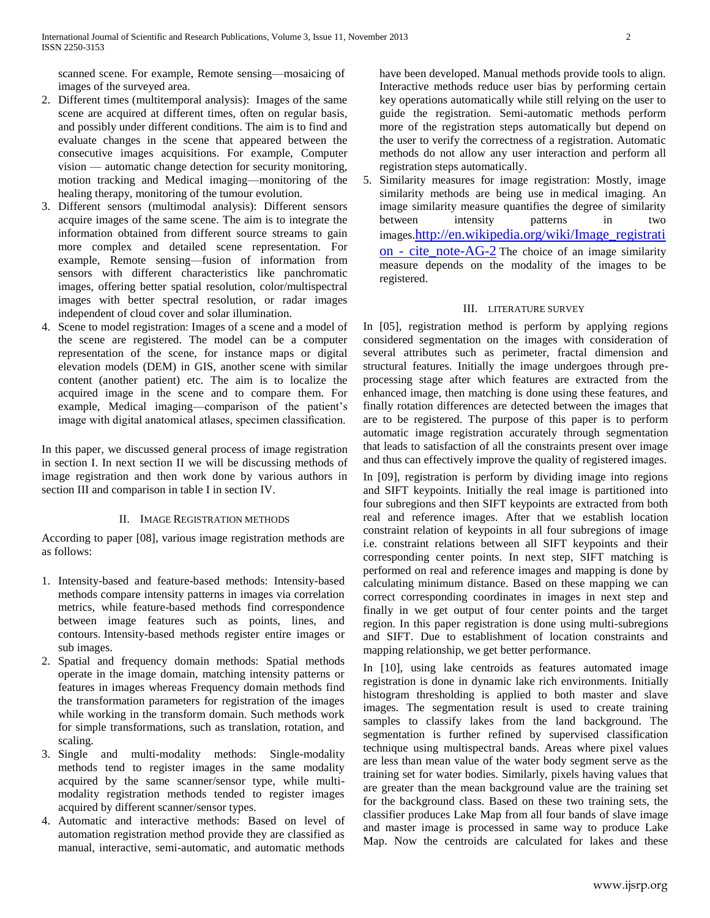scanned scene. For example, Remote sensing—mosaicing of images of the surveyed area.

2. Different times (multitemporal analysis): Images of the same scene are acquired at different times, often on regular basis, and possibly under different conditions. The aim is to find and evaluate changes in the scene that appeared between the consecutive images acquisitions. For example, Computer vision — automatic change detection for security monitoring, motion tracking and Medical imaging—monitoring of the healing therapy, monitoring of the tumour evolution.
3. Different sensors (multimodal analysis): Different sensors acquire images of the same scene. The aim is to integrate the information obtained from different source streams to gain more complex and detailed scene representation. For example, Remote sensing—fusion of information from sensors with different characteristics like panchromatic images, offering better spatial resolution, color/multispectral images with better spectral resolution, or radar images independent of cloud cover and solar illumination.
4. Scene to model registration: Images of a scene and a model of the scene are registered. The model can be a computer representation of the scene, for instance maps or digital elevation models (DEM) in GIS, another scene with similar content (another patient) etc. The aim is to localize the acquired image in the scene and to compare them. For example, Medical imaging—comparison of the patient's image with digital anatomical atlases, specimen classification.

In this paper, we discussed general process of image registration in section I. In next section II we will be discussing methods of image registration and then work done by various authors in section III and comparison in table I in section IV.

## II. Image Registration methods

According to paper [08], various image registration methods are as follows:

1. Intensity-based and feature-based methods: Intensity-based methods compare intensity patterns in images via correlation metrics, while feature-based methods find correspondence between image features such as points, lines, and contours. Intensity-based methods register entire images or sub images.
2. Spatial and frequency domain methods: Spatial methods operate in the image domain, matching intensity patterns or features in images whereas Frequency domain methods find the transformation parameters for registration of the images while working in the transform domain. Such methods work for simple transformations, such as translation, rotation, and scaling.
3. Single and multi-modality methods: Single-modality methods tend to register images in the same modality acquired by the same scanner/sensor type, while multi-modality registration methods tended to register images acquired by different scanner/sensor types.
4. Automatic and interactive methods: Based on level of automation registration method provide they are classified as manual, interactive, semi-automatic, and automatic methods have been developed. Manual methods provide tools to align. Interactive methods reduce user bias by performing certain key operations automatically while still relying on the user to guide the registration. Semi-automatic methods perform more of the registration steps automatically but depend on the user to verify the correctness of a registration. Automatic methods do not allow any user interaction and perform all registration steps automatically.
5. Similarity measures for image registration: Mostly, image similarity methods are being use in medical imaging. An image similarity measure quantifies the degree of similarity between intensity patterns in two images.http://en.wikipedia.org/wiki/Image_registration - cite_note-AG-2 The choice of an image similarity measure depends on the modality of the images to be registered.

## III. Literature Survey

In [05], registration method is perform by applying regions considered segmentation on the images with consideration of several attributes such as perimeter, fractal dimension and structural features. Initially the image undergoes through pre-processing stage after which features are extracted from the enhanced image, then matching is done using these features, and finally rotation differences are detected between the images that are to be registered. The purpose of this paper is to perform automatic image registration accurately through segmentation that leads to satisfaction of all the constraints present over image and thus can effectively improve the quality of registered images.

In [09], registration is perform by dividing image into regions and SIFT keypoints. Initially the real image is partitioned into four subregions and then SIFT keypoints are extracted from both real and reference images. After that we establish location constraint relation of keypoints in all four subregions of image i.e. constraint relations between all SIFT keypoints and their corresponding center points. In next step, SIFT matching is performed on real and reference images and mapping is done by calculating minimum distance. Based on these mapping we can correct corresponding coordinates in images in next step and finally in we get output of four center points and the target region. In this paper registration is done using multi-subregions and SIFT. Due to establishment of location constraints and mapping relationship, we get better performance.

In [10], using lake centroids as features automated image registration is done in dynamic lake rich environments. Initially histogram thresholding is applied to both master and slave images. The segmentation result is used to create training samples to classify lakes from the land background. The segmentation is further refined by supervised classification technique using multispectral bands. Areas where pixel values are less than mean value of the water body segment serve as the training set for water bodies. Similarly, pixels having values that are greater than the mean background value are the training set for the background class. Based on these two training sets, the classifier produces Lake Map from all four bands of slave image and master image is processed in same way to produce Lake Map. Now the centroids are calculated for lakes and these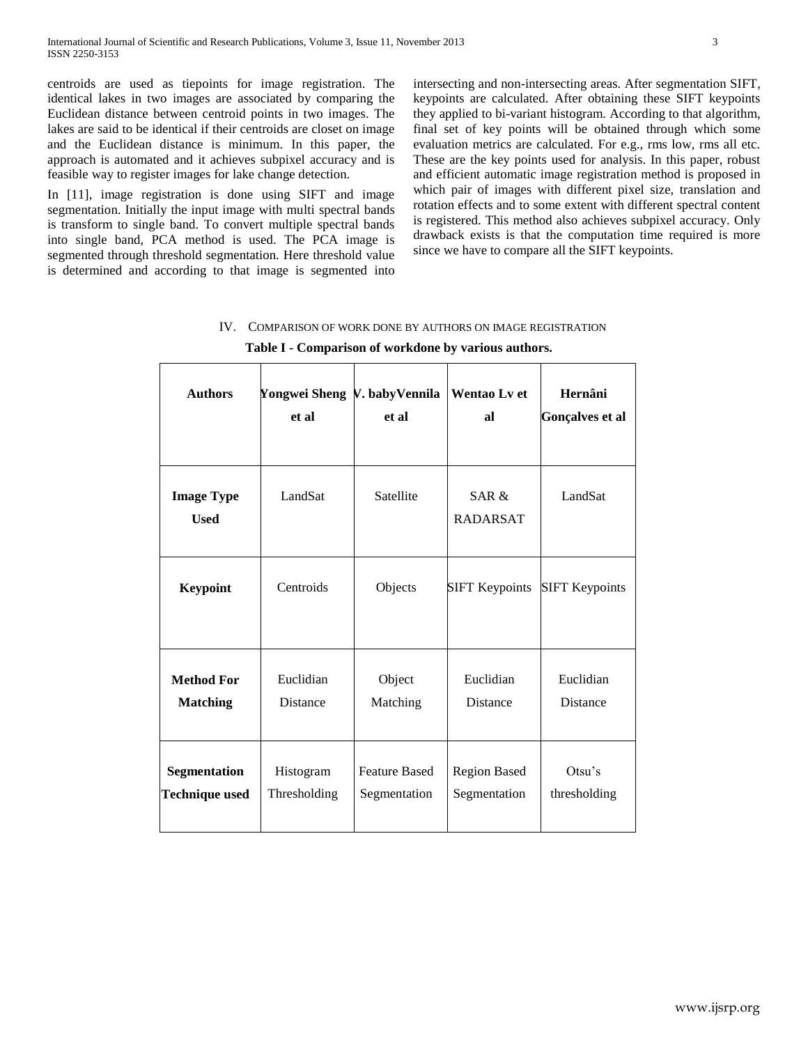centroids are used as tiepoints for image registration. The identical lakes in two images are associated by comparing the Euclidean distance between centroid points in two images. The lakes are said to be identical if their centroids are closet on image and the Euclidean distance is minimum. In this paper, the approach is automated and it achieves subpixel accuracy and is feasible way to register images for lake change detection.

In [11], image registration is done using SIFT and image segmentation. Initially the input image with multi spectral bands is transform to single band. To convert multiple spectral bands into single band, PCA method is used. The PCA image is segmented through threshold segmentation. Here threshold value is determined and according to that image is segmented into intersecting and non-intersecting areas. After segmentation SIFT, keypoints are calculated. After obtaining these SIFT keypoints they applied to bi-variant histogram. According to that algorithm, final set of key points will be obtained through which some evaluation metrics are calculated. For e.g., rms low, rms all etc. These are the key points used for analysis. In this paper, robust and efficient automatic image registration method is proposed in which pair of images with different pixel size, translation and rotation effects and to some extent with different spectral content is registered. This method also achieves subpixel accuracy. Only drawback exists is that the computation time required is more since we have to compare all the SIFT keypoints.

## IV. Comparison of Work Done by Authors on Image Registration

**Table I - Comparison of workdone by various authors.**

| **Authors** | **Yongwei Sheng et al** | **V. babyVennila et al** | **Wentao Lv et al** | **Hernâni Gonçalves et al** |
|---|---|---|---|---|
| **Image Type Used** | LandSat | Satellite | SAR & RADARSAT | LandSat |
| **Keypoint** | Centroids | Objects | SIFT Keypoints | SIFT Keypoints |
| **Method For Matching** | Euclidian Distance | Object Matching | Euclidian Distance | Euclidian Distance |
| **Segmentation Technique used** | Histogram Thresholding | Feature Based Segmentation | Region Based Segmentation | Otsu's thresholding |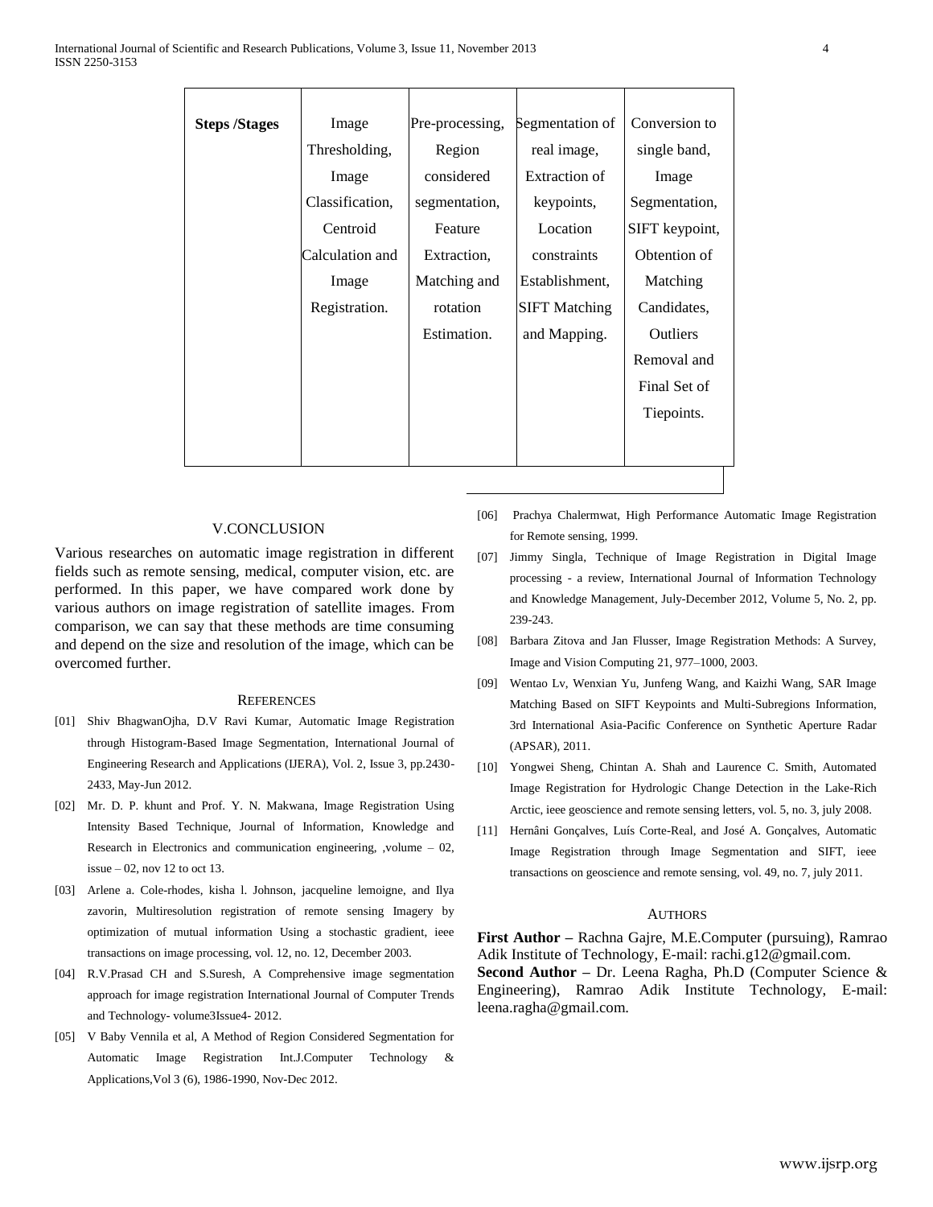| Steps /Stages | Image Thresholding, Image Classification, Centroid Calculation and Image Registration. | Pre-processing, Region considered segmentation, Feature Extraction, Matching and rotation Estimation. | Segmentation of real image, Extraction of keypoints, Location constraints Establishment, SIFT Matching and Mapping. | Conversion to single band, Image Segmentation, SIFT keypoint, Obtention of Matching Candidates, Outliers Removal and Final Set of Tiepoints. |
|---|---|---|---|---|

## V.CONCLUSION

Various researches on automatic image registration in different fields such as remote sensing, medical, computer vision, etc. are performed. In this paper, we have compared work done by various authors on image registration of satellite images. From comparison, we can say that these methods are time consuming and depend on the size and resolution of the image, which can be overcomed further.

## REFERENCES

[01] Shiv BhagwanOjha, D.V Ravi Kumar, Automatic Image Registration through Histogram-Based Image Segmentation, International Journal of Engineering Research and Applications (IJERA), Vol. 2, Issue 3, pp.2430-2433, May-Jun 2012.

[02] Mr. D. P. khunt and Prof. Y. N. Makwana, Image Registration Using Intensity Based Technique, Journal of Information, Knowledge and Research in Electronics and communication engineering, ,volume – 02, issue – 02, nov 12 to oct 13.

[03] Arlene a. Cole-rhodes, kisha l. Johnson, jacqueline lemoigne, and Ilya zavorin, Multiresolution registration of remote sensing Imagery by optimization of mutual information Using a stochastic gradient, ieee transactions on image processing, vol. 12, no. 12, December 2003.

[04] R.V.Prasad CH and S.Suresh, A Comprehensive image segmentation approach for image registration International Journal of Computer Trends and Technology- volume3Issue4- 2012.

[05] V Baby Vennila et al, A Method of Region Considered Segmentation for Automatic Image Registration Int.J.Computer Technology & Applications,Vol 3 (6), 1986-1990, Nov-Dec 2012.

[06] Prachya Chalermwat, High Performance Automatic Image Registration for Remote sensing, 1999.

[07] Jimmy Singla, Technique of Image Registration in Digital Image processing - a review, International Journal of Information Technology and Knowledge Management, July-December 2012, Volume 5, No. 2, pp. 239-243.

[08] Barbara Zitova and Jan Flusser, Image Registration Methods: A Survey, Image and Vision Computing 21, 977–1000, 2003.

[09] Wentao Lv, Wenxian Yu, Junfeng Wang, and Kaizhi Wang, SAR Image Matching Based on SIFT Keypoints and Multi-Subregions Information, 3rd International Asia-Pacific Conference on Synthetic Aperture Radar (APSAR), 2011.

[10] Yongwei Sheng, Chintan A. Shah and Laurence C. Smith, Automated Image Registration for Hydrologic Change Detection in the Lake-Rich Arctic, ieee geoscience and remote sensing letters, vol. 5, no. 3, july 2008.

[11] Hernâni Gonçalves, Luís Corte-Real, and José A. Gonçalves, Automatic Image Registration through Image Segmentation and SIFT, ieee transactions on geoscience and remote sensing, vol. 49, no. 7, july 2011.

## AUTHORS

**First Author –** Rachna Gajre, M.E.Computer (pursuing), Ramrao Adik Institute of Technology, E-mail: rachi.g12@gmail.com.

**Second Author –** Dr. Leena Ragha, Ph.D (Computer Science & Engineering), Ramrao Adik Institute Technology, E-mail: leena.ragha@gmail.com.